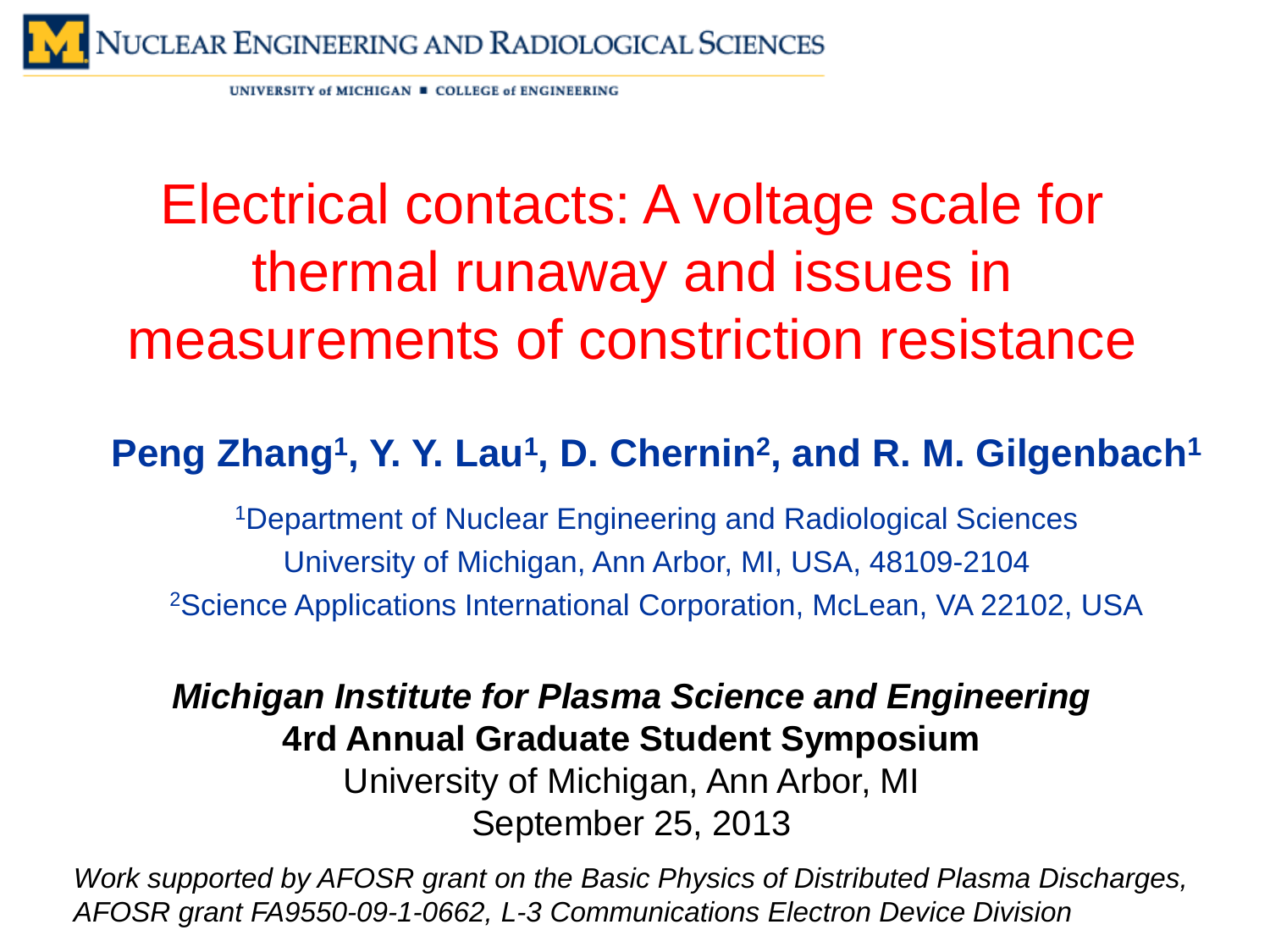NUCLEAR ENGINEERING AND RADIOLOGICAL SCIENCES

UNIVERSITY of MICHIGAN ■ COLLEGE of ENGINEERING

# Electrical contacts: A voltage scale for thermal runaway and issues in measurements of constriction resistance

**Peng Zhang[1], Y. Y. Lau[1], D. Chernin[2], and R. M. Gilgenbach[1]**

[1]Department of Nuclear Engineering and Radiological Sciences
University of Michigan, Ann Arbor, MI, USA, 48109-2104
[2]Science Applications International Corporation, McLean, VA 22102, USA

***Michigan Institute for Plasma Science and Engineering***
**4rd Annual Graduate Student Symposium**
University of Michigan, Ann Arbor, MI
September 25, 2013

*Work supported by AFOSR grant on the Basic Physics of Distributed Plasma Discharges, AFOSR grant FA9550-09-1-0662, L-3 Communications Electron Device Division*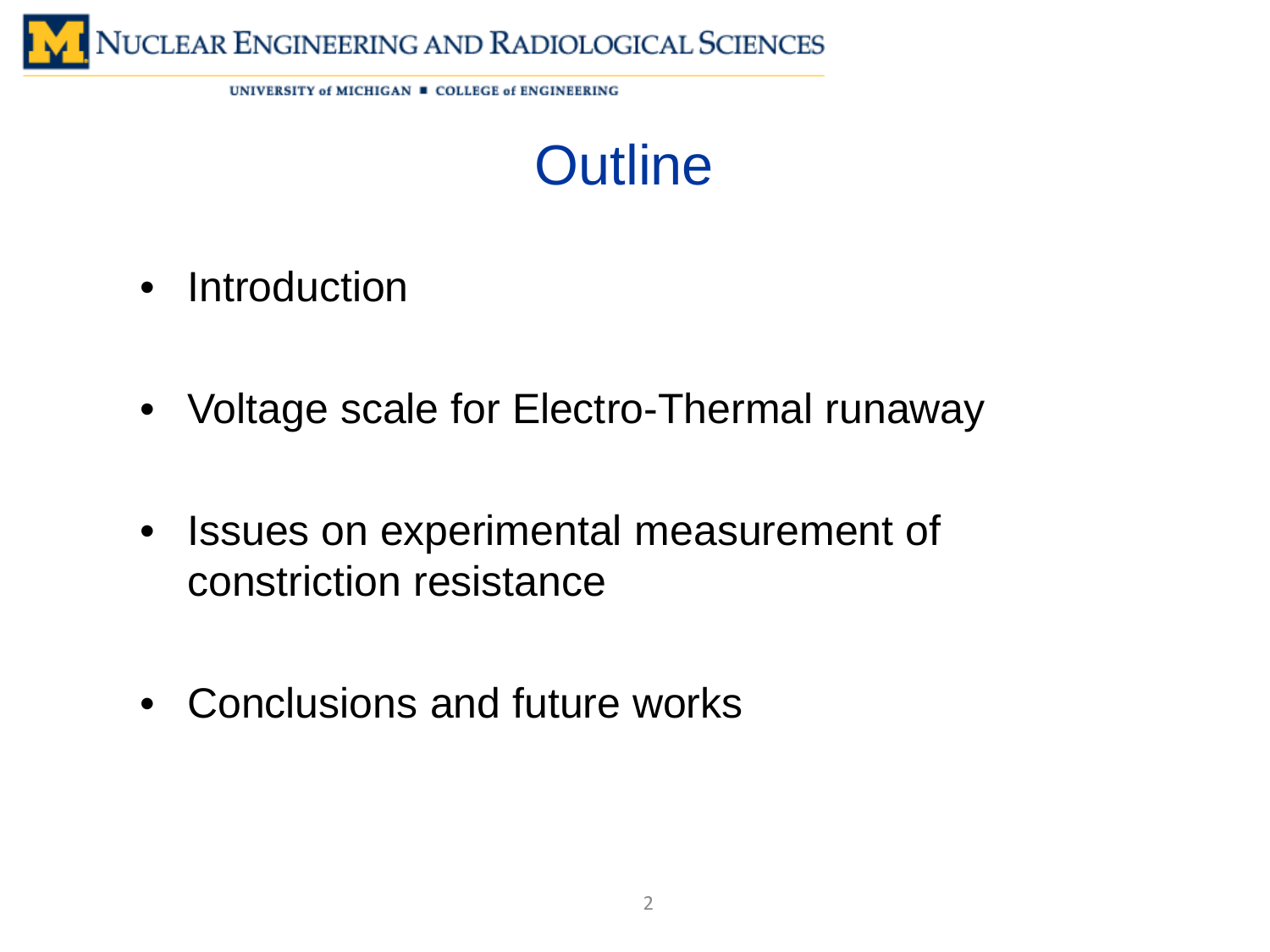# Outline

- Introduction
- Voltage scale for Electro-Thermal runaway
- Issues on experimental measurement of constriction resistance
- Conclusions and future works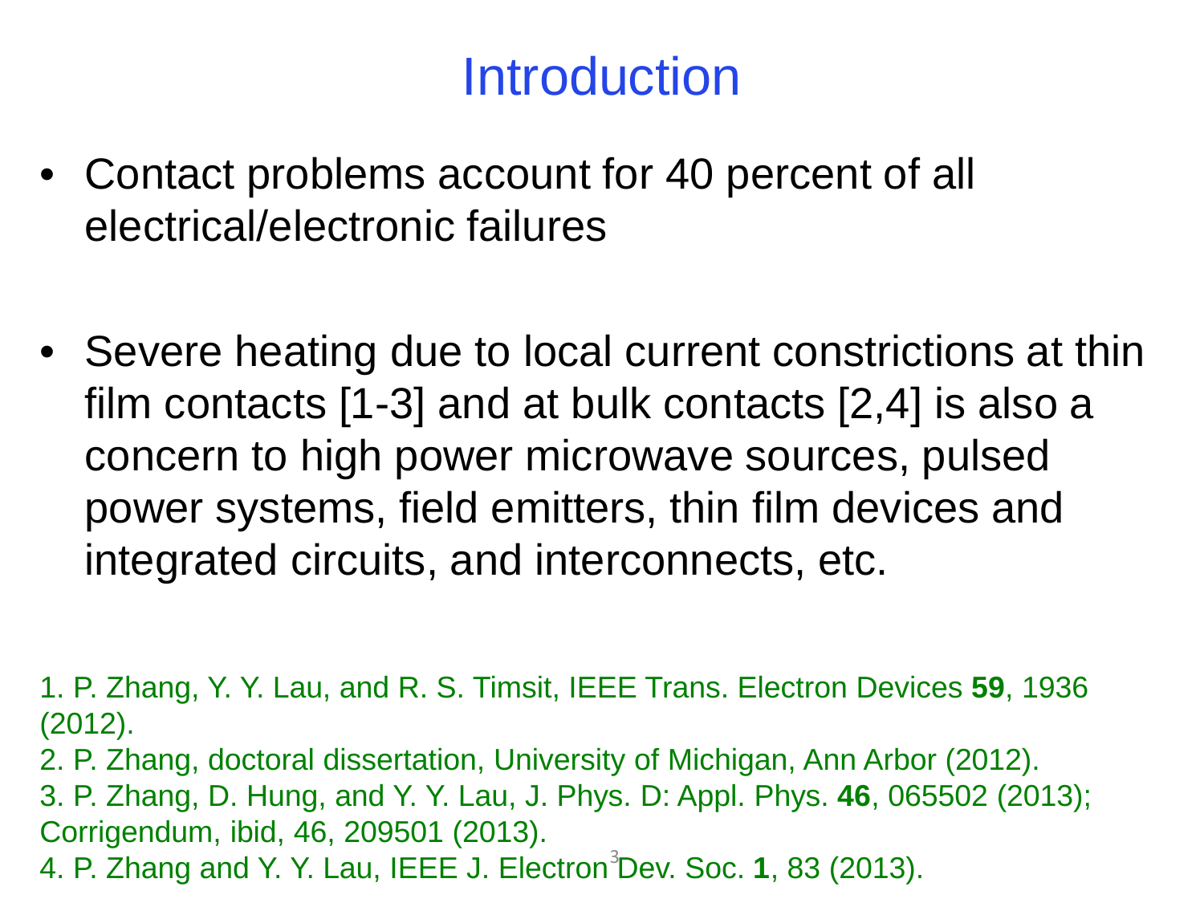# Introduction

- Contact problems account for 40 percent of all electrical/electronic failures

- Severe heating due to local current constrictions at thin film contacts [1-3] and at bulk contacts [2,4] is also a concern to high power microwave sources, pulsed power systems, field emitters, thin film devices and integrated circuits, and interconnects, etc.

1. P. Zhang, Y. Y. Lau, and R. S. Timsit, IEEE Trans. Electron Devices **59**, 1936 (2012).
2. P. Zhang, doctoral dissertation, University of Michigan, Ann Arbor (2012).
3. P. Zhang, D. Hung, and Y. Y. Lau, J. Phys. D: Appl. Phys. **46**, 065502 (2013); Corrigendum, ibid, 46, 209501 (2013).
4. P. Zhang and Y. Y. Lau, IEEE J. Electron Dev. Soc. **1**, 83 (2013).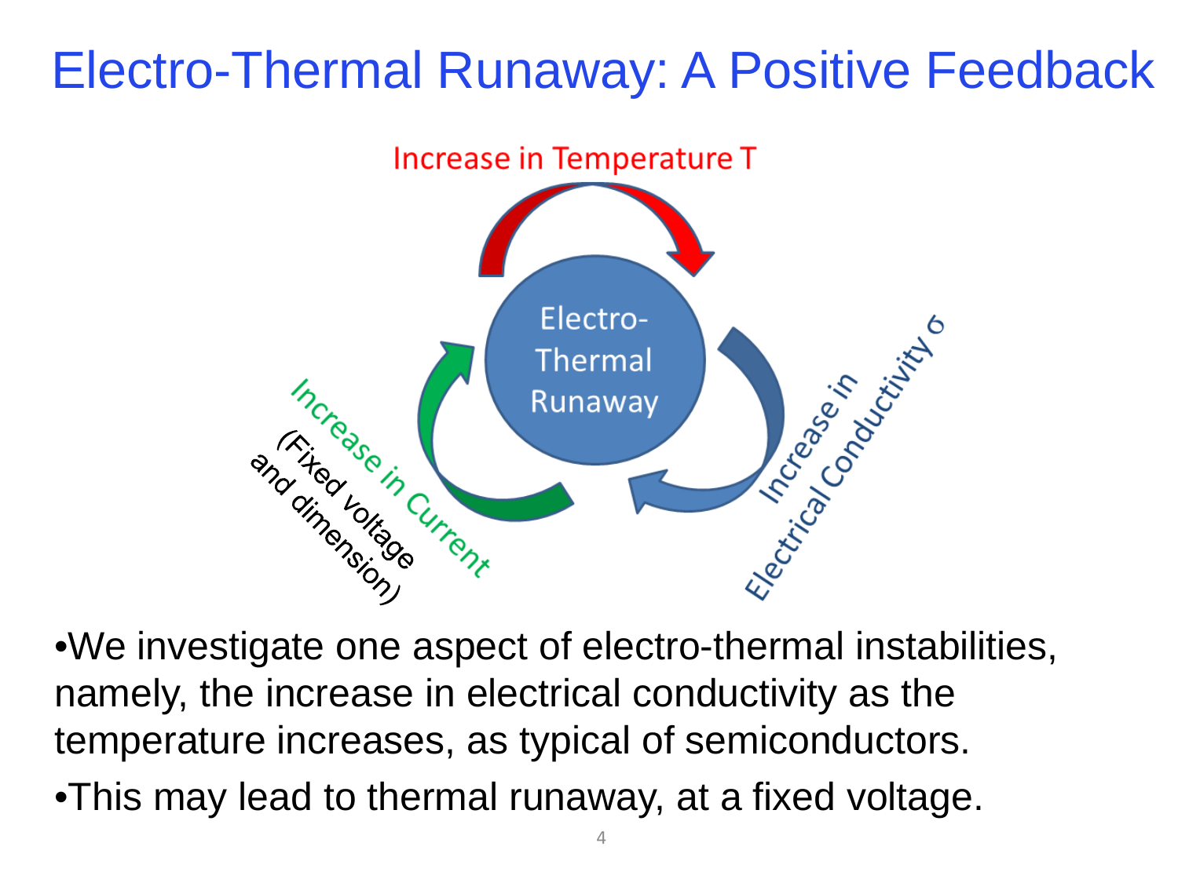# Electro-Thermal Runaway: A Positive Feedback

Increase in Temperature T

Electro-Thermal Runaway

Increase in Electrical Conductivity $\sigma$

Increase in Current (Fixed voltage and dimension)

- We investigate one aspect of electro-thermal instabilities, namely, the increase in electrical conductivity as the temperature increases, as typical of semiconductors.
- This may lead to thermal runaway, at a fixed voltage.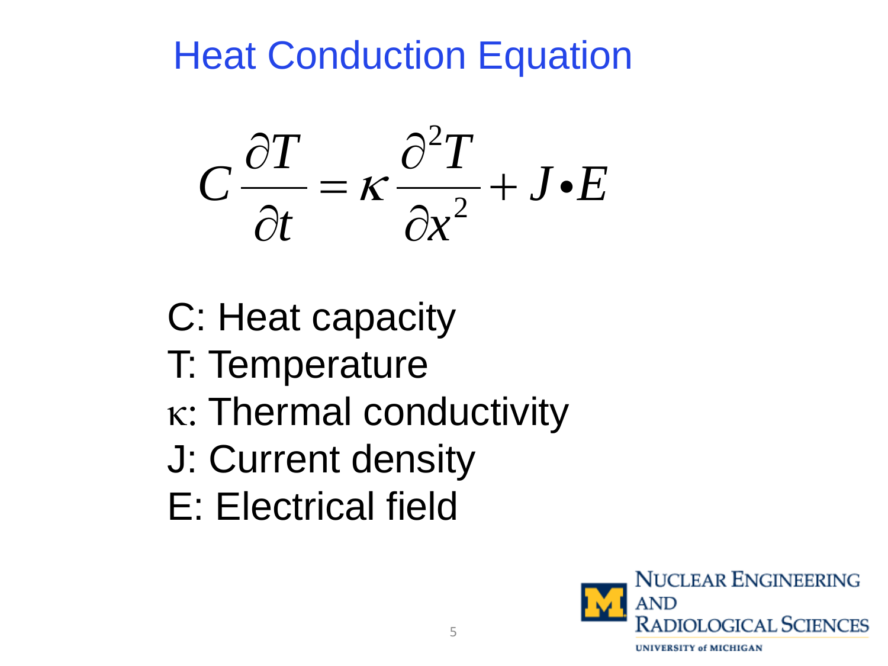# Heat Conduction Equation

$$C\frac{\partial T}{\partial t} = \kappa\frac{\partial^2 T}{\partial x^2} + J \bullet E$$

C: Heat capacity
T: Temperature
$\kappa$: Thermal conductivity
J: Current density
E: Electrical field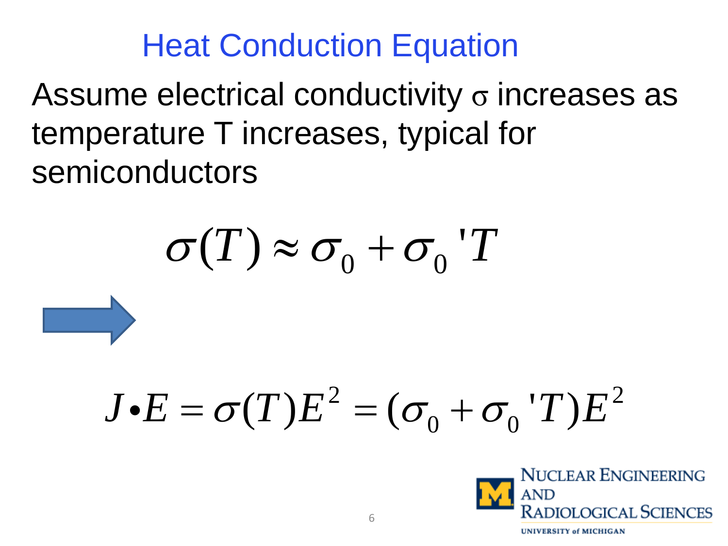# Heat Conduction Equation

Assume electrical conductivity $\sigma$ increases as temperature T increases, typical for semiconductors

$$\sigma(T) \approx \sigma_0 + \sigma_0 ' T$$

$$J \bullet E = \sigma(T) E^2 = (\sigma_0 + \sigma_0 ' T) E^2$$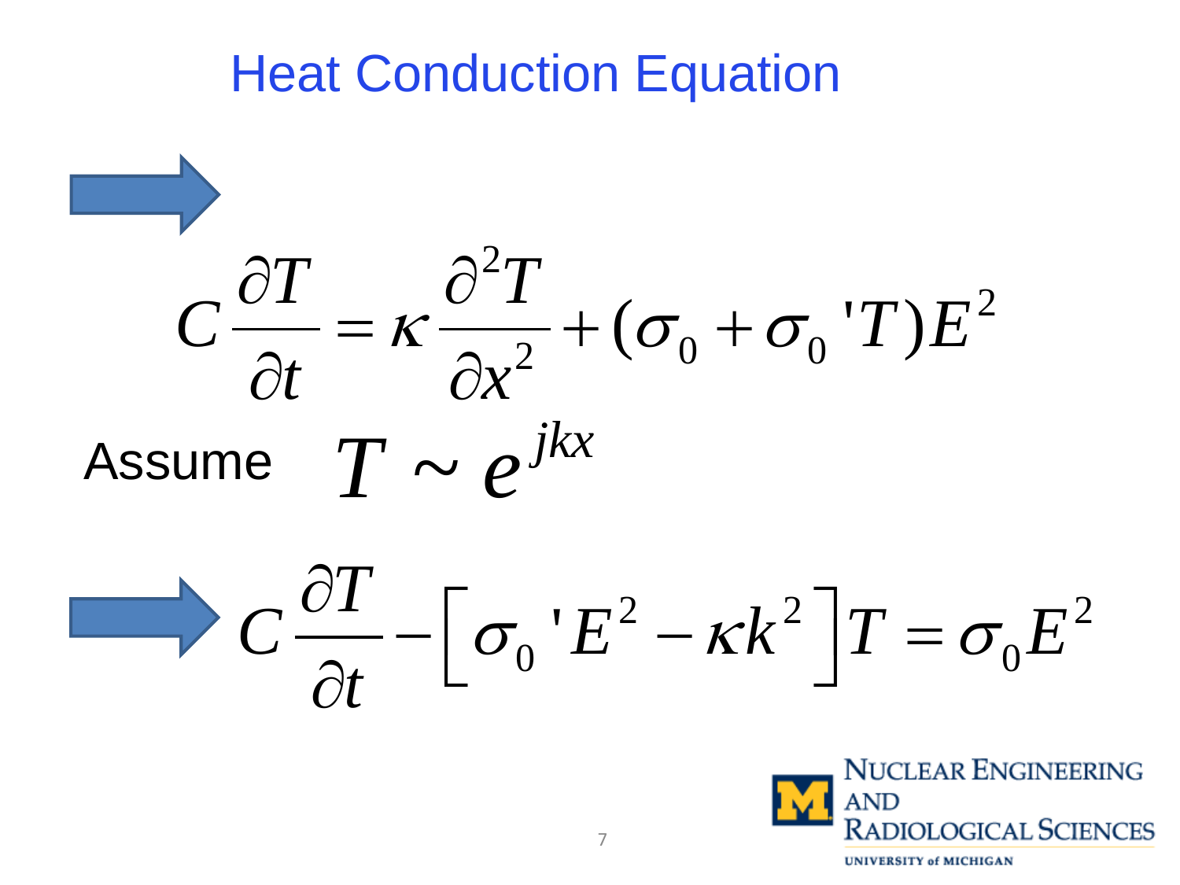# Heat Conduction Equation

$$C\frac{\partial T}{\partial t} = \kappa \frac{\partial^2 T}{\partial x^2} + (\sigma_0 + \sigma_0 ' T)E^2$$

Assume $T \sim e^{jkx}$

$$C\frac{\partial T}{\partial t} - \left[\sigma_0 ' E^2 - \kappa k^2\right]T = \sigma_0 E^2$$

NUCLEAR ENGINEERING AND RADIOLOGICAL SCIENCES

UNIVERSITY of MICHIGAN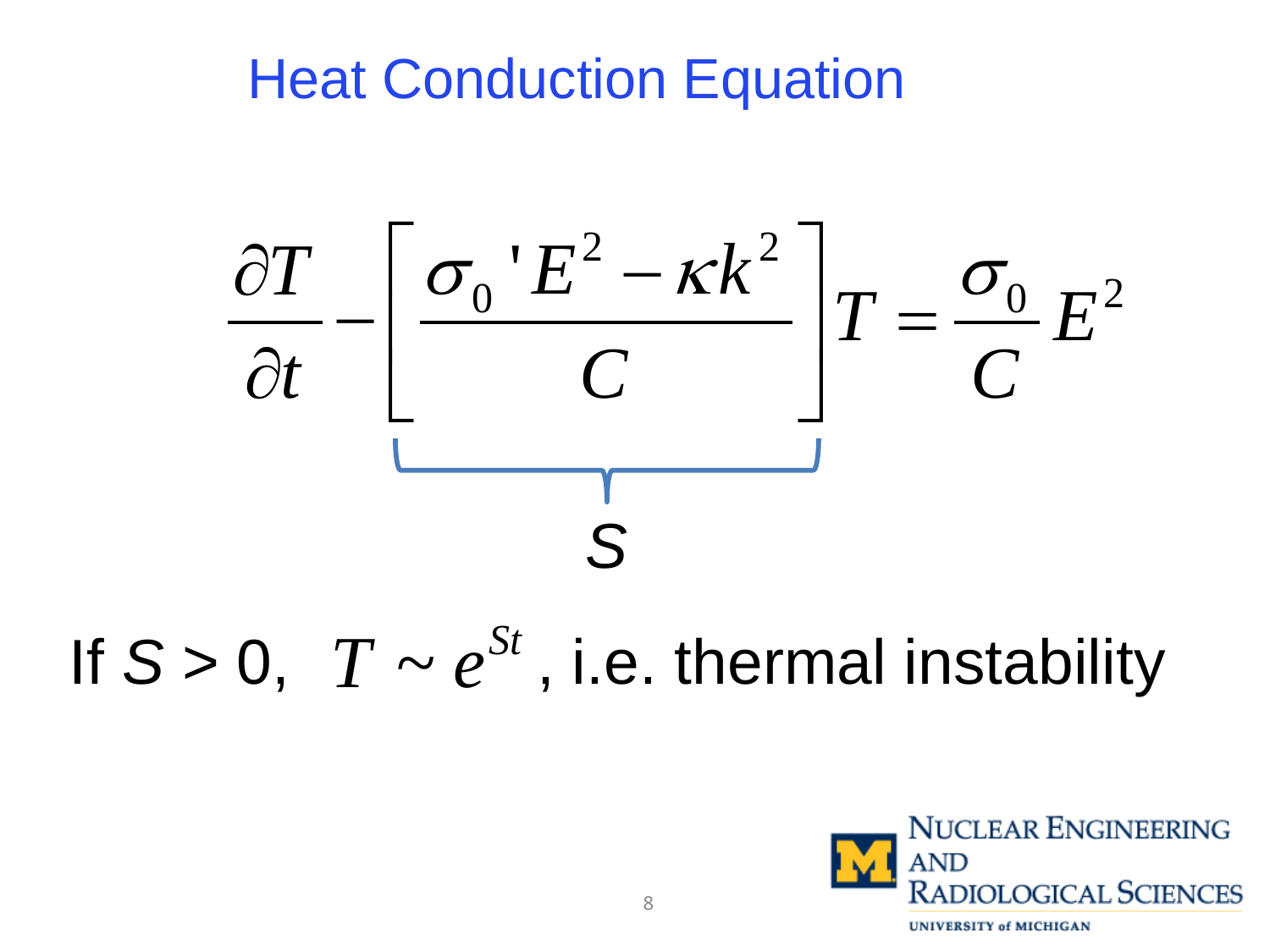# Heat Conduction Equation

$$\frac{\partial T}{\partial t} - \underbrace{\left[ \frac{\sigma_0 ' E^2 - \kappa k^2}{C} \right]}_{S} T = \frac{\sigma_0}{C} E^2$$

If $S > 0$, $T \sim e^{St}$, i.e. thermal instability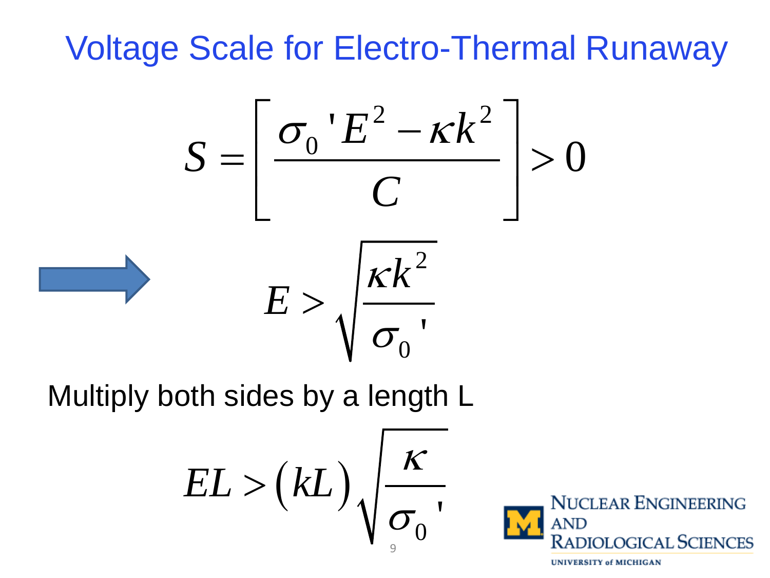# Voltage Scale for Electro-Thermal Runaway

$$S = \left[ \frac{\sigma_0 ' E^2 - \kappa k^2}{C} \right] > 0$$

$$E > \sqrt{\frac{\kappa k^2}{\sigma_0 '}}$$

Multiply both sides by a length L

$$EL > (kL) \sqrt{\frac{\kappa}{\sigma_0 '}}$$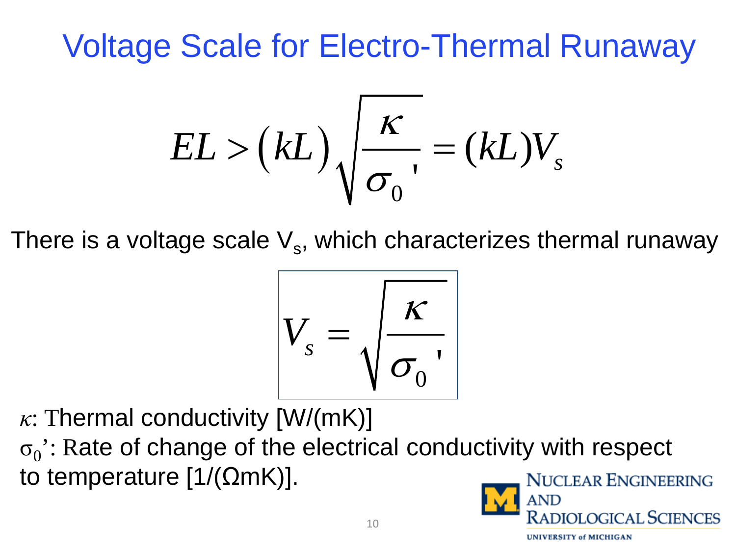# Voltage Scale for Electro-Thermal Runaway

$$EL > (kL)\sqrt{\frac{\kappa}{\sigma_0'}} = (kL)V_s$$

There is a voltage scale $V_s$, which characterizes thermal runaway

$$V_s = \sqrt{\frac{\kappa}{\sigma_0'}}$$

$\kappa$: Thermal conductivity [W/(mK)]

$\sigma_0'$: Rate of change of the electrical conductivity with respect to temperature [1/(ΩmK)].

NUCLEAR ENGINEERING AND RADIOLOGICAL SCIENCES

UNIVERSITY of MICHIGAN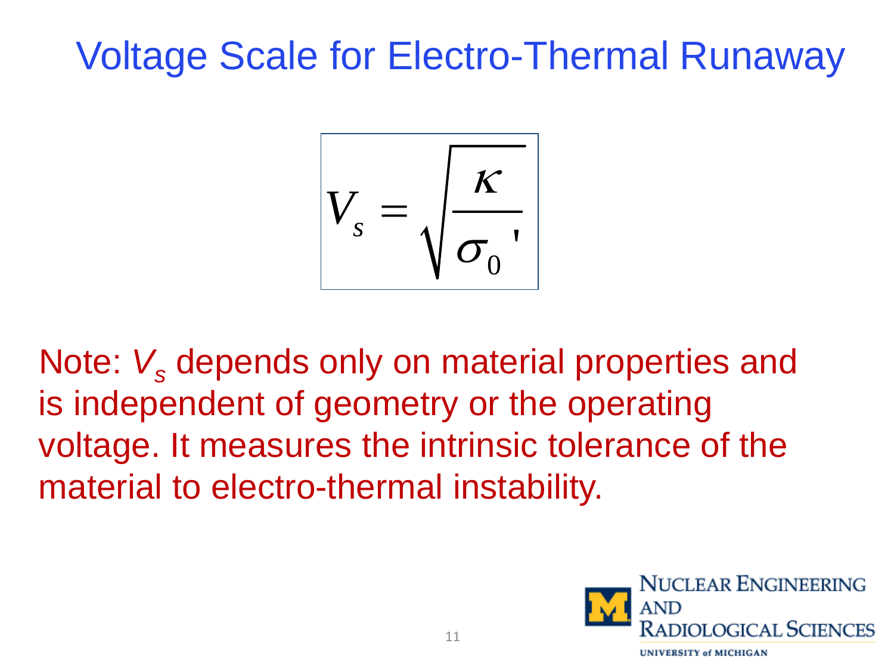# Voltage Scale for Electro-Thermal Runaway

$$V_s = \sqrt{\frac{\kappa}{\sigma_0{}'}}$$

Note: $V_s$ depends only on material properties and is independent of geometry or the operating voltage. It measures the intrinsic tolerance of the material to electro-thermal instability.

NUCLEAR ENGINEERING AND RADIOLOGICAL SCIENCES

UNIVERSITY of MICHIGAN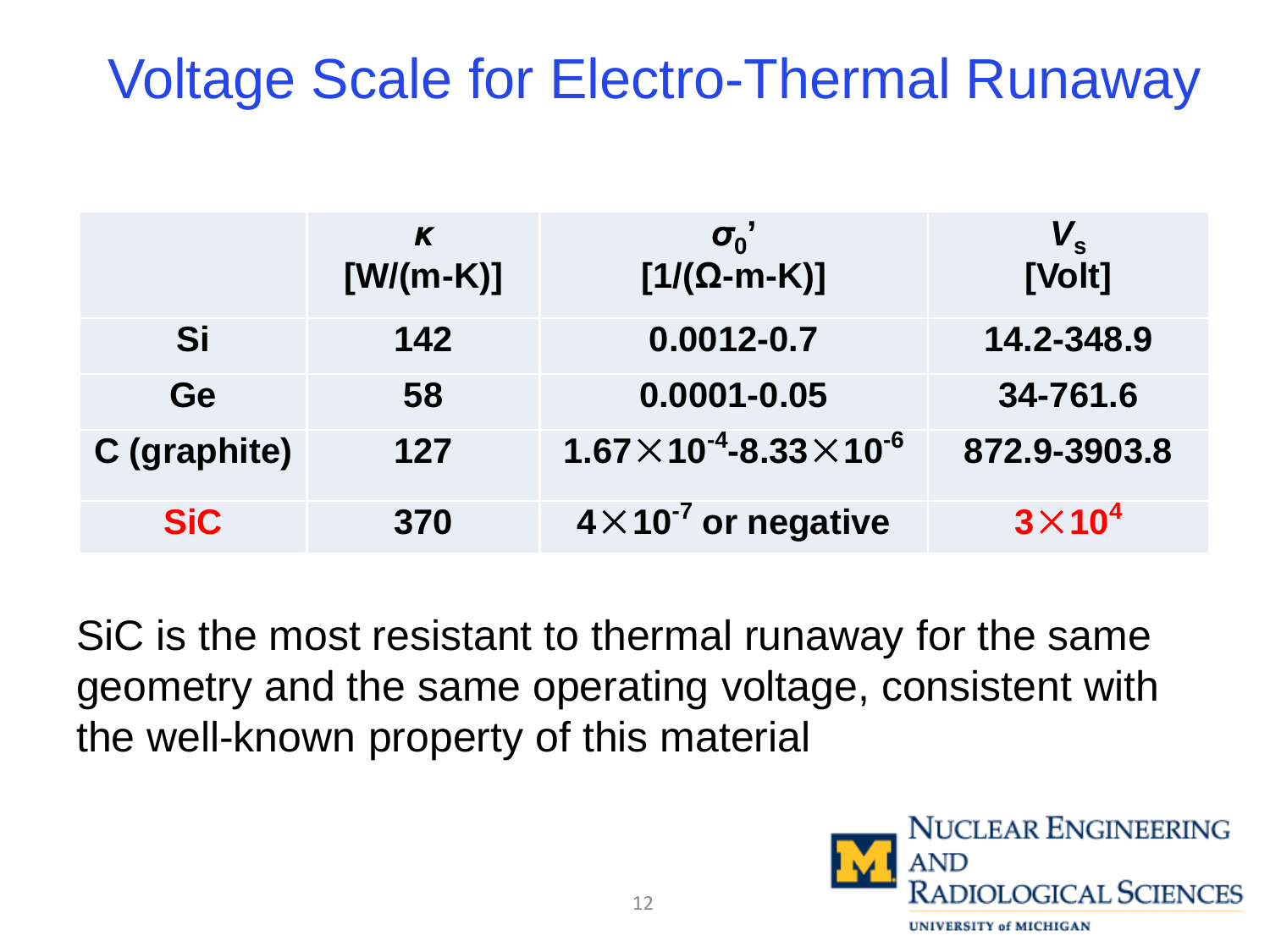# Voltage Scale for Electro-Thermal Runaway

| | $\kappa$ [W/(m-K)] | $\sigma_0'$ [1/(Ω-m-K)] | $V_s$ [Volt] |
|---|---|---|---|
| **Si** | **142** | **0.0012-0.7** | **14.2-348.9** |
| **Ge** | **58** | **0.0001-0.05** | **34-761.6** |
| **C (graphite)** | **127** | $1.67\times10^{-4}$-$8.33\times10^{-6}$ | **872.9-3903.8** |
| **SiC** | **370** | $4\times10^{-7}$ **or negative** | $3\times10^{4}$ |

SiC is the most resistant to thermal runaway for the same geometry and the same operating voltage, consistent with the well-known property of this material

NUCLEAR ENGINEERING AND RADIOLOGICAL SCIENCES
UNIVERSITY of MICHIGAN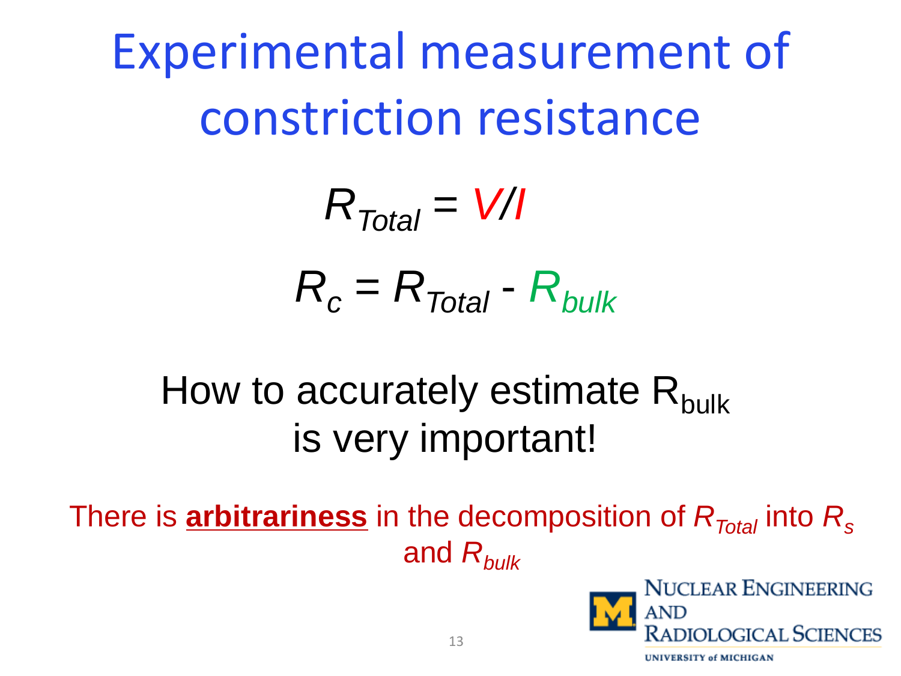# Experimental measurement of constriction resistance

$$R_{Total} = V/I$$

$$R_c = R_{Total} - R_{bulk}$$

How to accurately estimate $R_{bulk}$ is very important!

There is **arbitrariness** in the decomposition of $R_{Total}$ into $R_s$ and $R_{bulk}$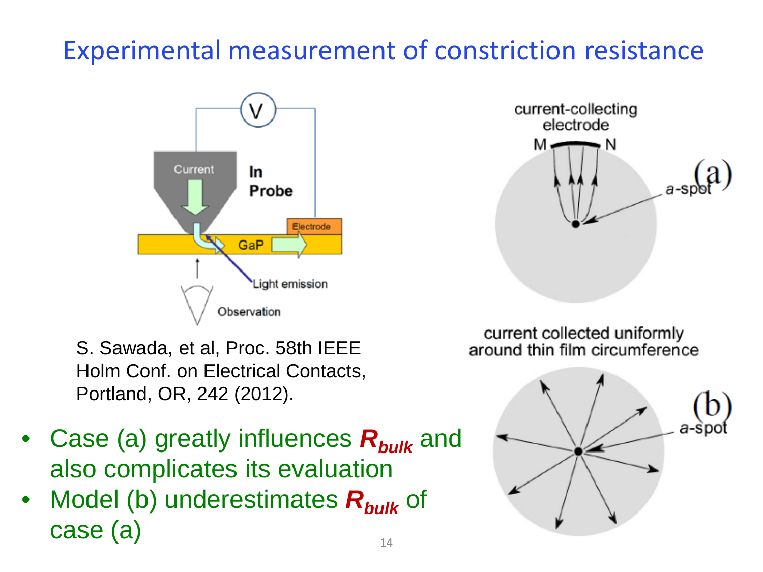# Experimental measurement of constriction resistance

S. Sawada, et al, Proc. 58th IEEE Holm Conf. on Electrical Contacts, Portland, OR, 242 (2012).

- Case (a) greatly influences $R_{bulk}$ and also complicates its evaluation
- Model (b) underestimates $R_{bulk}$ of case (a)

current collected uniformly around thin film circumference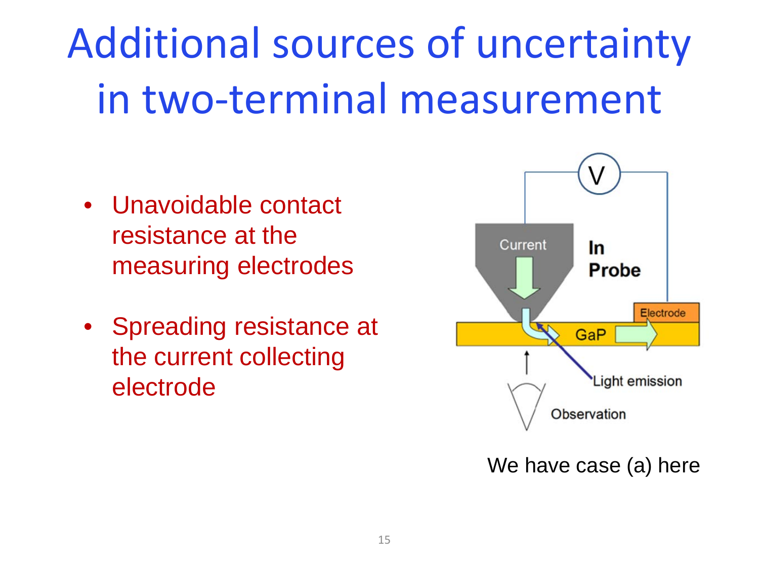# Additional sources of uncertainty in two-terminal measurement

- Unavoidable contact resistance at the measuring electrodes
- Spreading resistance at the current collecting electrode

We have case (a) here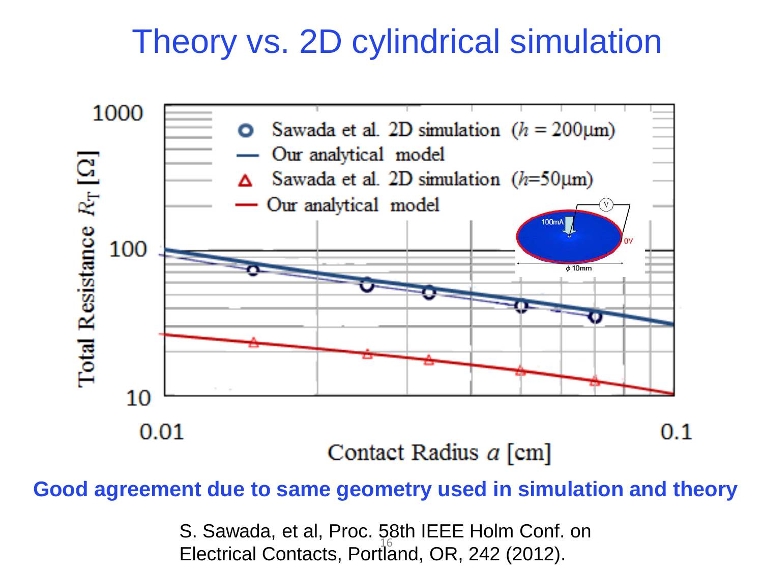# Theory vs. 2D cylindrical simulation

Total Resistance $R_T$ [Ω]

- Sawada et al. 2D simulation ($h = 200\mu m$)
- Our analytical model
- Sawada et al. 2D simulation ($h = 50\mu m$)
- Our analytical model

100mA

V

0V

$\phi$ 10mm

Contact Radius $a$ [cm]

**Good agreement due to same geometry used in simulation and theory**

S. Sawada, et al, Proc. 58th IEEE Holm Conf. on Electrical Contacts, Portland, OR, 242 (2012).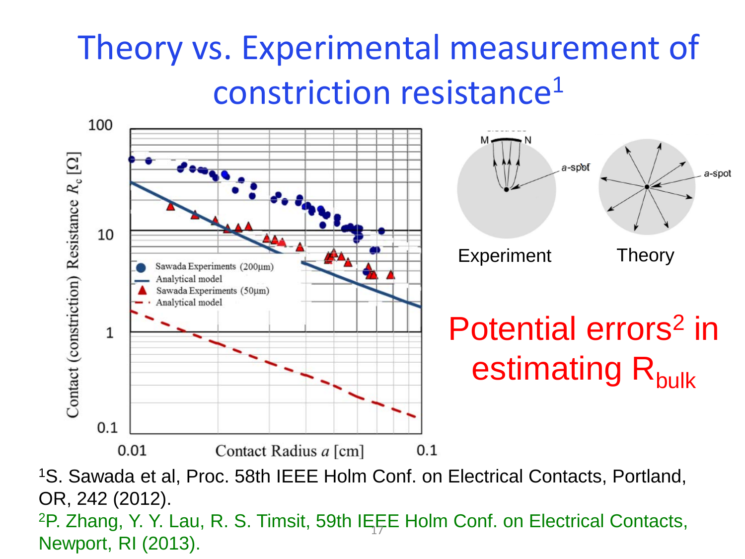# Theory vs. Experimental measurement of constriction resistance[1]

Potential errors[2] in estimating $R_{bulk}$

[1]S. Sawada et al, Proc. 58th IEEE Holm Conf. on Electrical Contacts, Portland, OR, 242 (2012).

[2]P. Zhang, Y. Y. Lau, R. S. Timsit, 59th IEEE Holm Conf. on Electrical Contacts, Newport, RI (2013).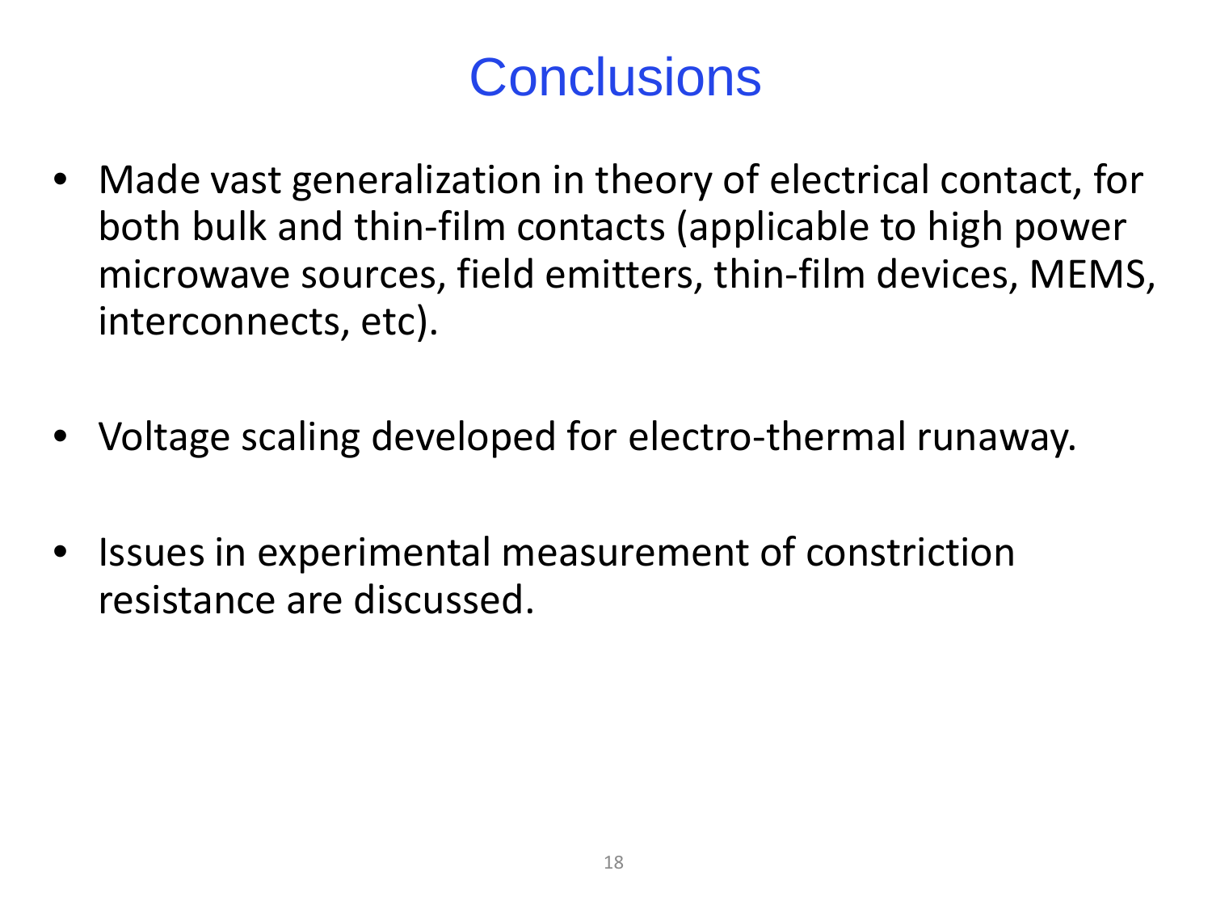# Conclusions

- Made vast generalization in theory of electrical contact, for both bulk and thin-film contacts (applicable to high power microwave sources, field emitters, thin-film devices, MEMS, interconnects, etc).

- Voltage scaling developed for electro-thermal runaway.

- Issues in experimental measurement of constriction resistance are discussed.